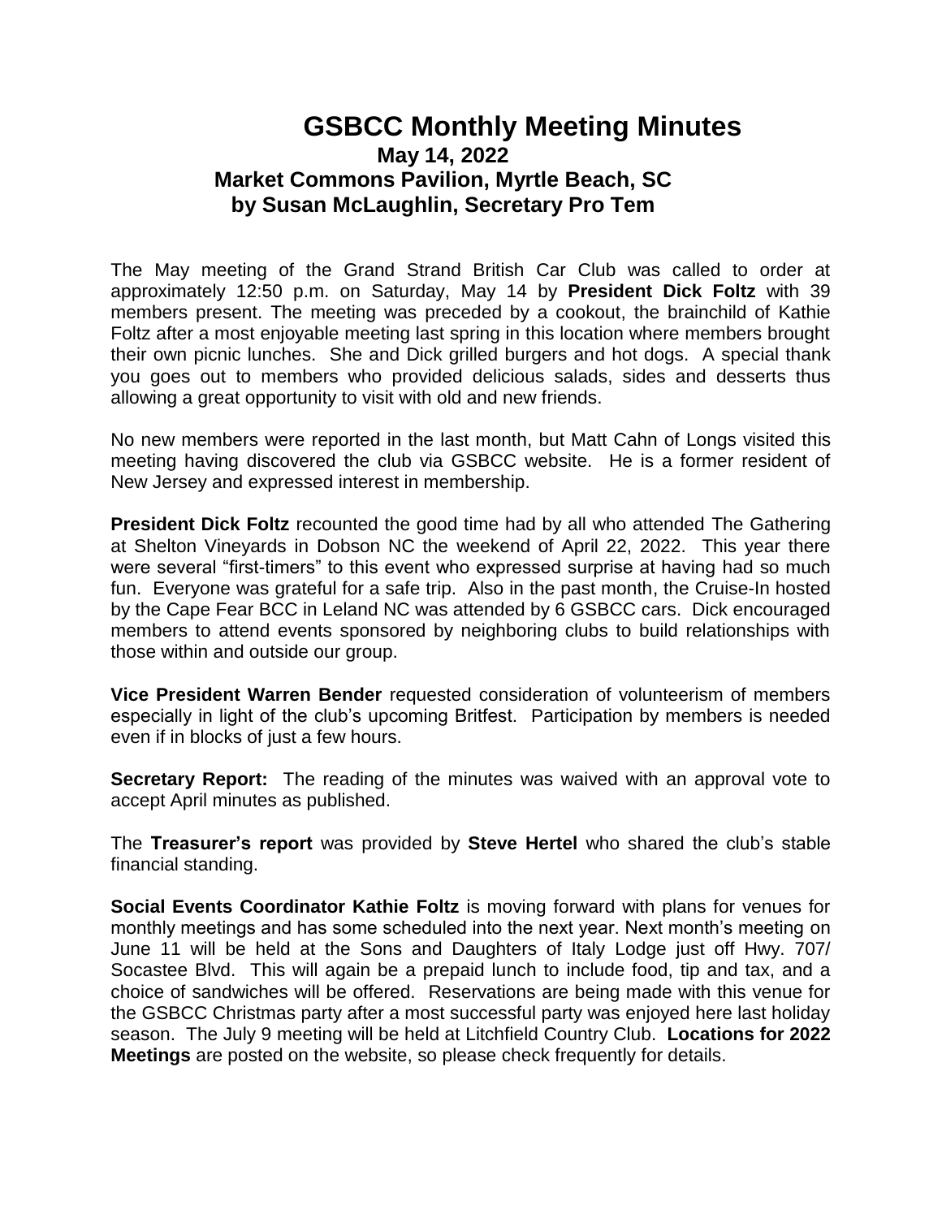# GSBCC Monthly Meeting Minutes

**May 14, 2022**

**Market Commons Pavilion, Myrtle Beach, SC**

**by Susan McLaughlin, Secretary Pro Tem**

The May meeting of the Grand Strand British Car Club was called to order at approximately 12:50 p.m. on Saturday, May 14 by **President Dick Foltz** with 39 members present. The meeting was preceded by a cookout, the brainchild of Kathie Foltz after a most enjoyable meeting last spring in this location where members brought their own picnic lunches. She and Dick grilled burgers and hot dogs. A special thank you goes out to members who provided delicious salads, sides and desserts thus allowing a great opportunity to visit with old and new friends.

No new members were reported in the last month, but Matt Cahn of Longs visited this meeting having discovered the club via GSBCC website. He is a former resident of New Jersey and expressed interest in membership.

**President Dick Foltz** recounted the good time had by all who attended The Gathering at Shelton Vineyards in Dobson NC the weekend of April 22, 2022. This year there were several "first-timers" to this event who expressed surprise at having had so much fun. Everyone was grateful for a safe trip. Also in the past month, the Cruise-In hosted by the Cape Fear BCC in Leland NC was attended by 6 GSBCC cars. Dick encouraged members to attend events sponsored by neighboring clubs to build relationships with those within and outside our group.

**Vice President Warren Bender** requested consideration of volunteerism of members especially in light of the club's upcoming Britfest. Participation by members is needed even if in blocks of just a few hours.

**Secretary Report:** The reading of the minutes was waived with an approval vote to accept April minutes as published.

The **Treasurer's report** was provided by **Steve Hertel** who shared the club's stable financial standing.

**Social Events Coordinator Kathie Foltz** is moving forward with plans for venues for monthly meetings and has some scheduled into the next year. Next month's meeting on June 11 will be held at the Sons and Daughters of Italy Lodge just off Hwy. 707/ Socastee Blvd. This will again be a prepaid lunch to include food, tip and tax, and a choice of sandwiches will be offered. Reservations are being made with this venue for the GSBCC Christmas party after a most successful party was enjoyed here last holiday season. The July 9 meeting will be held at Litchfield Country Club. **Locations for 2022 Meetings** are posted on the website, so please check frequently for details.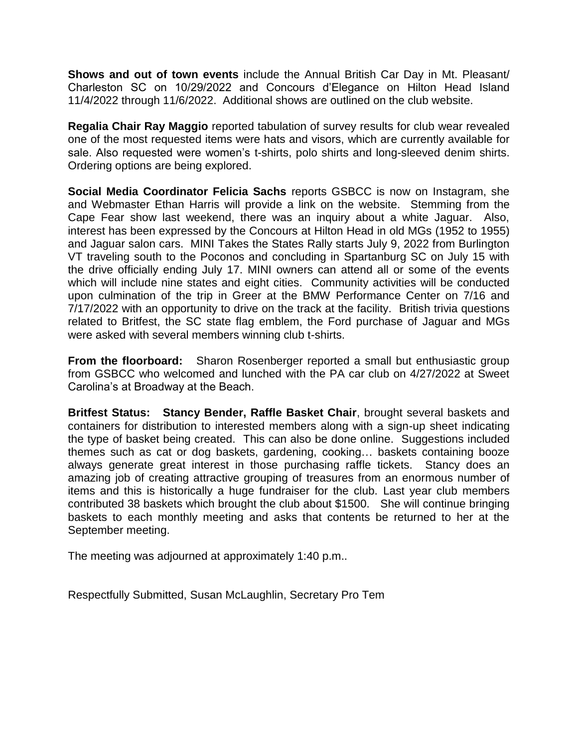**Shows and out of town events** include the Annual British Car Day in Mt. Pleasant/ Charleston SC on 10/29/2022 and Concours d'Elegance on Hilton Head Island 11/4/2022 through 11/6/2022. Additional shows are outlined on the club website.

**Regalia Chair Ray Maggio** reported tabulation of survey results for club wear revealed one of the most requested items were hats and visors, which are currently available for sale. Also requested were women's t-shirts, polo shirts and long-sleeved denim shirts. Ordering options are being explored.

**Social Media Coordinator Felicia Sachs** reports GSBCC is now on Instagram, she and Webmaster Ethan Harris will provide a link on the website. Stemming from the Cape Fear show last weekend, there was an inquiry about a white Jaguar. Also, interest has been expressed by the Concours at Hilton Head in old MGs (1952 to 1955) and Jaguar salon cars. MINI Takes the States Rally starts July 9, 2022 from Burlington VT traveling south to the Poconos and concluding in Spartanburg SC on July 15 with the drive officially ending July 17. MINI owners can attend all or some of the events which will include nine states and eight cities. Community activities will be conducted upon culmination of the trip in Greer at the BMW Performance Center on 7/16 and 7/17/2022 with an opportunity to drive on the track at the facility. British trivia questions related to Britfest, the SC state flag emblem, the Ford purchase of Jaguar and MGs were asked with several members winning club t-shirts.

**From the floorboard:** Sharon Rosenberger reported a small but enthusiastic group from GSBCC who welcomed and lunched with the PA car club on 4/27/2022 at Sweet Carolina's at Broadway at the Beach.

**Britfest Status: Stancy Bender, Raffle Basket Chair**, brought several baskets and containers for distribution to interested members along with a sign-up sheet indicating the type of basket being created. This can also be done online. Suggestions included themes such as cat or dog baskets, gardening, cooking… baskets containing booze always generate great interest in those purchasing raffle tickets. Stancy does an amazing job of creating attractive grouping of treasures from an enormous number of items and this is historically a huge fundraiser for the club. Last year club members contributed 38 baskets which brought the club about $1500. She will continue bringing baskets to each monthly meeting and asks that contents be returned to her at the September meeting.

The meeting was adjourned at approximately 1:40 p.m..

Respectfully Submitted, Susan McLaughlin, Secretary Pro Tem